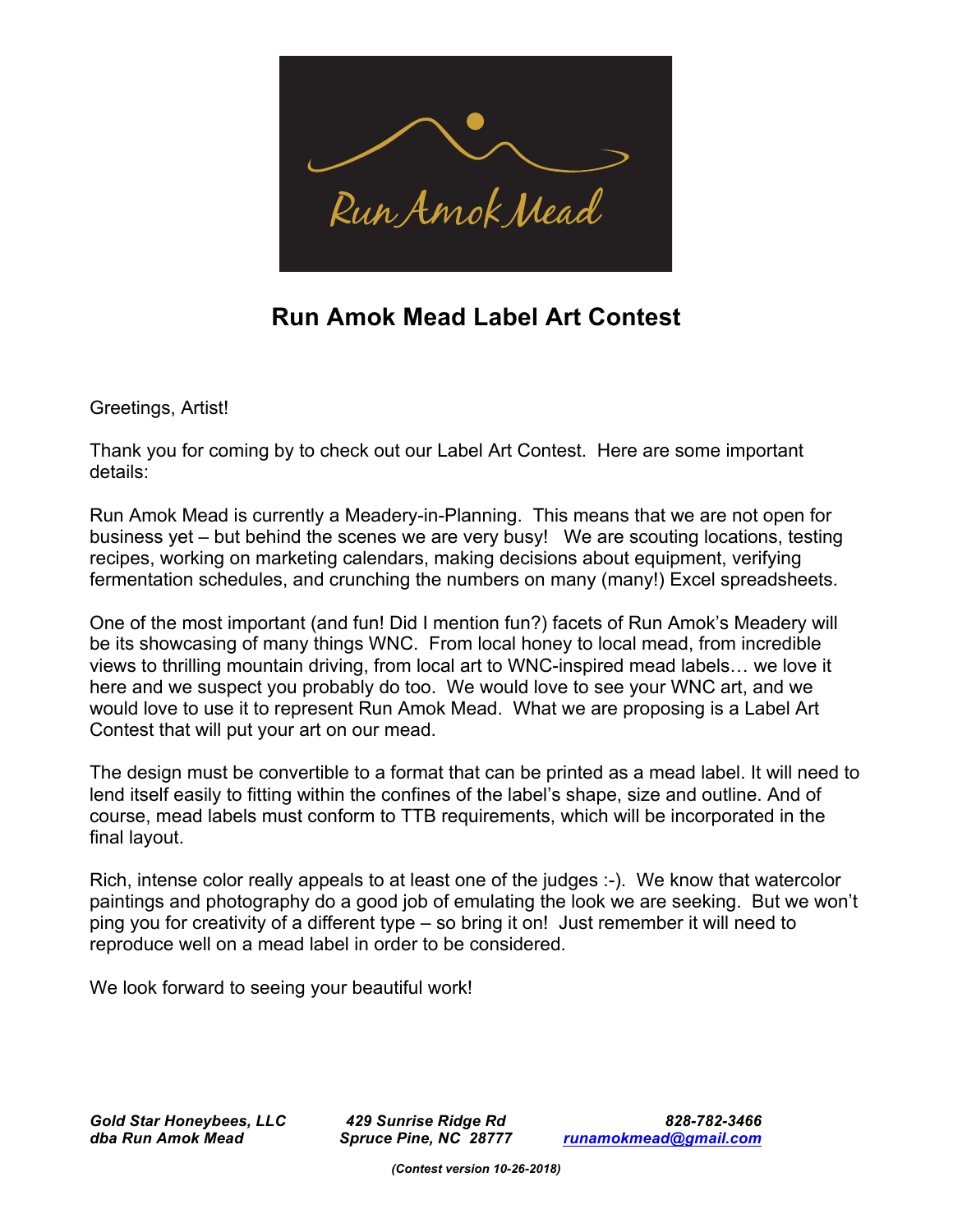# Run Amok Mead Label Art Contest

Greetings, Artist!

Thank you for coming by to check out our Label Art Contest. Here are some important details:

Run Amok Mead is currently a Meadery-in-Planning. This means that we are not open for business yet – but behind the scenes we are very busy! We are scouting locations, testing recipes, working on marketing calendars, making decisions about equipment, verifying fermentation schedules, and crunching the numbers on many (many!) Excel spreadsheets.

One of the most important (and fun! Did I mention fun?) facets of Run Amok's Meadery will be its showcasing of many things WNC. From local honey to local mead, from incredible views to thrilling mountain driving, from local art to WNC-inspired mead labels… we love it here and we suspect you probably do too. We would love to see your WNC art, and we would love to use it to represent Run Amok Mead. What we are proposing is a Label Art Contest that will put your art on our mead.

The design must be convertible to a format that can be printed as a mead label. It will need to lend itself easily to fitting within the confines of the label's shape, size and outline. And of course, mead labels must conform to TTB requirements, which will be incorporated in the final layout.

Rich, intense color really appeals to at least one of the judges :-). We know that watercolor paintings and photography do a good job of emulating the look we are seeking. But we won't ping you for creativity of a different type – so bring it on! Just remember it will need to reproduce well on a mead label in order to be considered.

We look forward to seeing your beautiful work!

***Gold Star Honeybees, LLC*** ***429 Sunrise Ridge Rd*** ***828-782-3466***
***dba Run Amok Mead*** ***Spruce Pine, NC 28777*** ***runamokmead@gmail.com***

***(Contest version 10-26-2018)***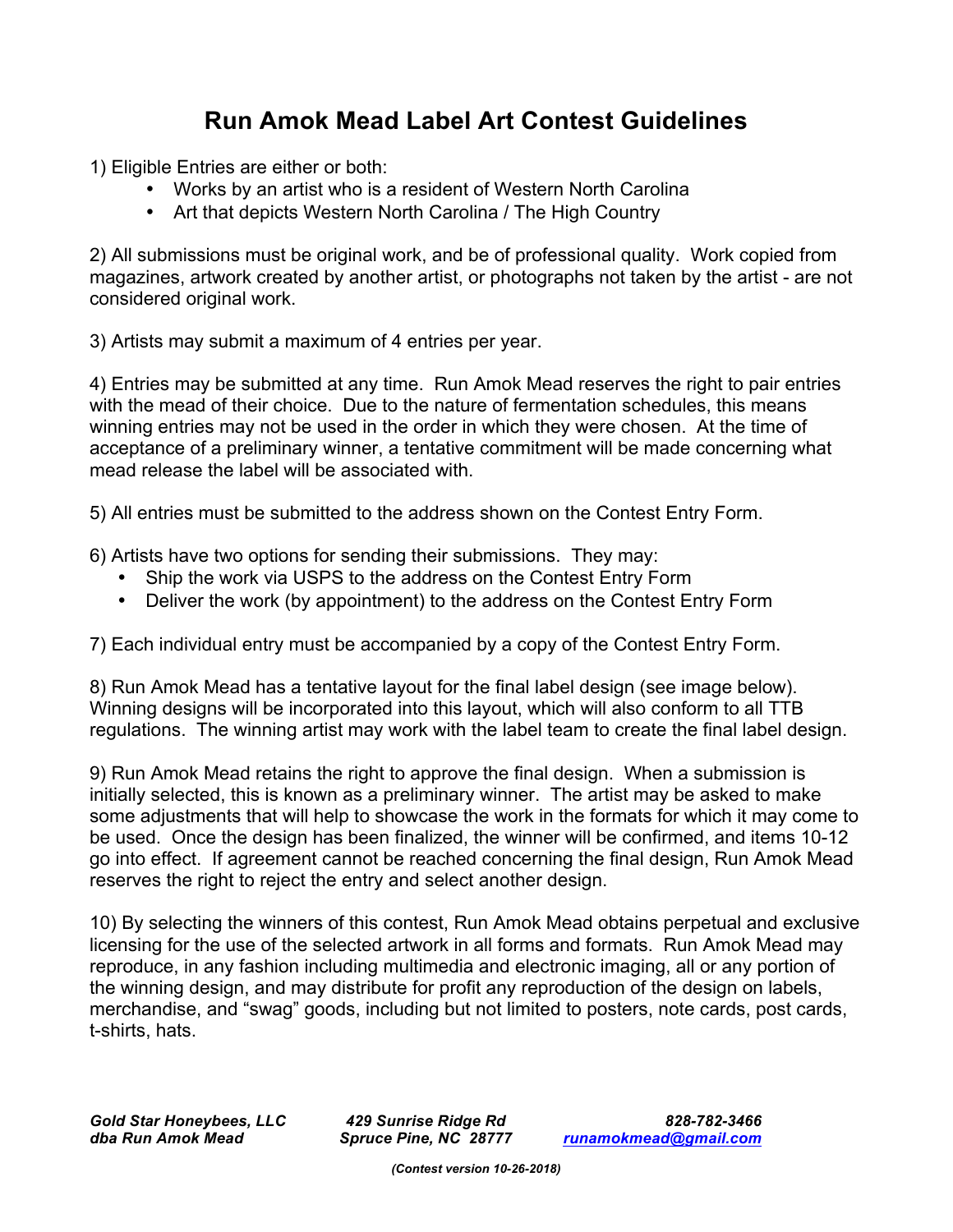# Run Amok Mead Label Art Contest Guidelines

1) Eligible Entries are either or both:
   - Works by an artist who is a resident of Western North Carolina
   - Art that depicts Western North Carolina / The High Country

2) All submissions must be original work, and be of professional quality. Work copied from magazines, artwork created by another artist, or photographs not taken by the artist - are not considered original work.

3) Artists may submit a maximum of 4 entries per year.

4) Entries may be submitted at any time. Run Amok Mead reserves the right to pair entries with the mead of their choice. Due to the nature of fermentation schedules, this means winning entries may not be used in the order in which they were chosen. At the time of acceptance of a preliminary winner, a tentative commitment will be made concerning what mead release the label will be associated with.

5) All entries must be submitted to the address shown on the Contest Entry Form.

6) Artists have two options for sending their submissions. They may:
   - Ship the work via USPS to the address on the Contest Entry Form
   - Deliver the work (by appointment) to the address on the Contest Entry Form

7) Each individual entry must be accompanied by a copy of the Contest Entry Form.

8) Run Amok Mead has a tentative layout for the final label design (see image below). Winning designs will be incorporated into this layout, which will also conform to all TTB regulations. The winning artist may work with the label team to create the final label design.

9) Run Amok Mead retains the right to approve the final design. When a submission is initially selected, this is known as a preliminary winner. The artist may be asked to make some adjustments that will help to showcase the work in the formats for which it may come to be used. Once the design has been finalized, the winner will be confirmed, and items 10-12 go into effect. If agreement cannot be reached concerning the final design, Run Amok Mead reserves the right to reject the entry and select another design.

10) By selecting the winners of this contest, Run Amok Mead obtains perpetual and exclusive licensing for the use of the selected artwork in all forms and formats. Run Amok Mead may reproduce, in any fashion including multimedia and electronic imaging, all or any portion of the winning design, and may distribute for profit any reproduction of the design on labels, merchandise, and "swag" goods, including but not limited to posters, note cards, post cards, t-shirts, hats.

***Gold Star Honeybees, LLC***
***dba Run Amok Mead***
***429 Sunrise Ridge Rd***
***Spruce Pine, NC 28777***
***828-782-3466***
***runamokmead@gmail.com***

***(Contest version 10-26-2018)***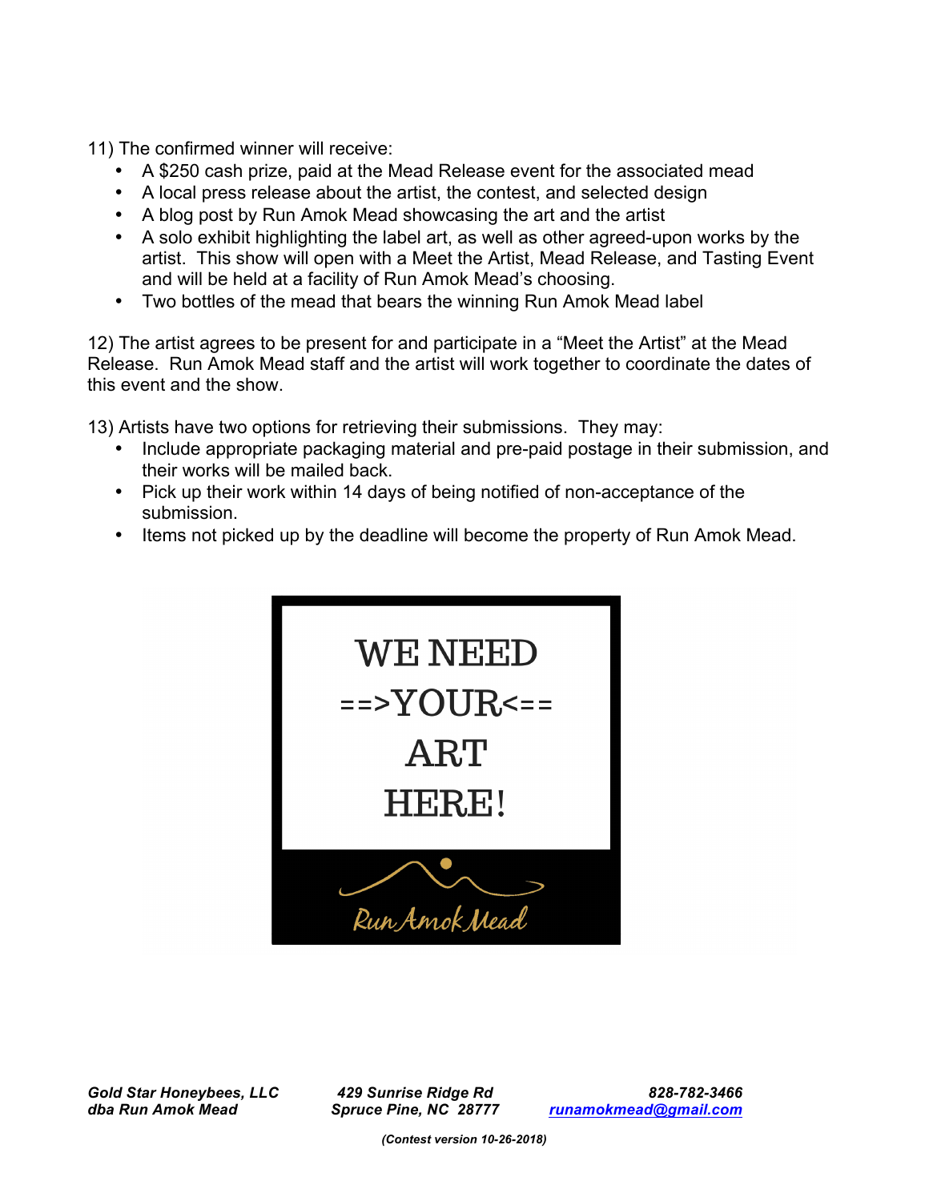11) The confirmed winner will receive:

- A $250 cash prize, paid at the Mead Release event for the associated mead
- A local press release about the artist, the contest, and selected design
- A blog post by Run Amok Mead showcasing the art and the artist
- A solo exhibit highlighting the label art, as well as other agreed-upon works by the artist. This show will open with a Meet the Artist, Mead Release, and Tasting Event and will be held at a facility of Run Amok Mead's choosing.
- Two bottles of the mead that bears the winning Run Amok Mead label

12) The artist agrees to be present for and participate in a "Meet the Artist" at the Mead Release. Run Amok Mead staff and the artist will work together to coordinate the dates of this event and the show.

13) Artists have two options for retrieving their submissions. They may:

- Include appropriate packaging material and pre-paid postage in their submission, and their works will be mailed back.
- Pick up their work within 14 days of being notified of non-acceptance of the submission.
- Items not picked up by the deadline will become the property of Run Amok Mead.

WE NEED

==>YOUR<==

ART

HERE!

Run Amok Mead

***Gold Star Honeybees, LLC***
***dba Run Amok Mead***

***429 Sunrise Ridge Rd***
***Spruce Pine, NC 28777***

***828-782-3466***
***runamokmead@gmail.com***

***(Contest version 10-26-2018)***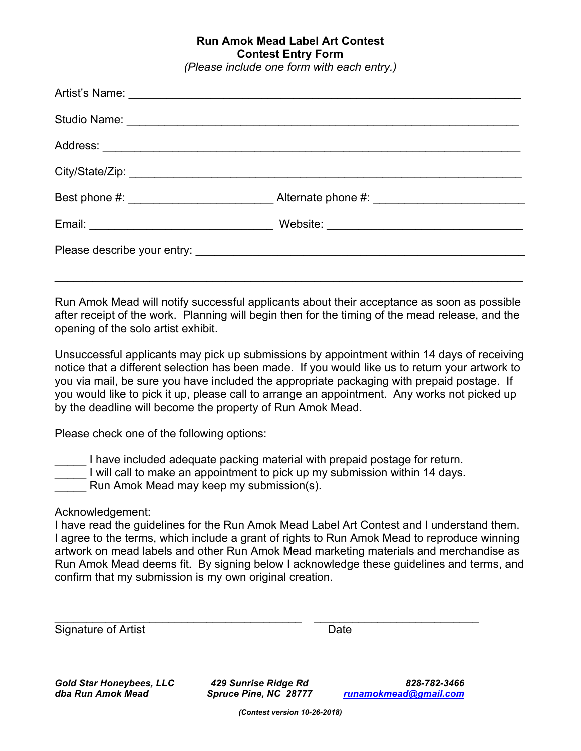**Run Amok Mead Label Art Contest**
**Contest Entry Form**
*(Please include one form with each entry.)*

Artist's Name: ____________________________________________________________

Studio Name: ____________________________________________________________

Address: ________________________________________________________________

City/State/Zip: ____________________________________________________________

Best phone #: _______________________ Alternate phone #: _______________________

Email: _____________________________ Website: _______________________________

Please describe your entry: ____________________________________________________

_________________________________________________________________________

Run Amok Mead will notify successful applicants about their acceptance as soon as possible after receipt of the work. Planning will begin then for the timing of the mead release, and the opening of the solo artist exhibit.

Unsuccessful applicants may pick up submissions by appointment within 14 days of receiving notice that a different selection has been made. If you would like us to return your artwork to you via mail, be sure you have included the appropriate packaging with prepaid postage. If you would like to pick it up, please call to arrange an appointment. Any works not picked up by the deadline will become the property of Run Amok Mead.

Please check one of the following options:

_____ I have included adequate packing material with prepaid postage for return.
_____ I will call to make an appointment to pick up my submission within 14 days.
_____ Run Amok Mead may keep my submission(s).

Acknowledgement:
I have read the guidelines for the Run Amok Mead Label Art Contest and I understand them. I agree to the terms, which include a grant of rights to Run Amok Mead to reproduce winning artwork on mead labels and other Run Amok Mead marketing materials and merchandise as Run Amok Mead deems fit. By signing below I acknowledge these guidelines and terms, and confirm that my submission is my own original creation.

________________________________________ __________________________
Signature of Artist Date

***Gold Star Honeybees, LLC***
***dba Run Amok Mead***

***429 Sunrise Ridge Rd***
***Spruce Pine, NC 28777***

***828-782-3466***
***runamokmead@gmail.com***

***(Contest version 10-26-2018)***